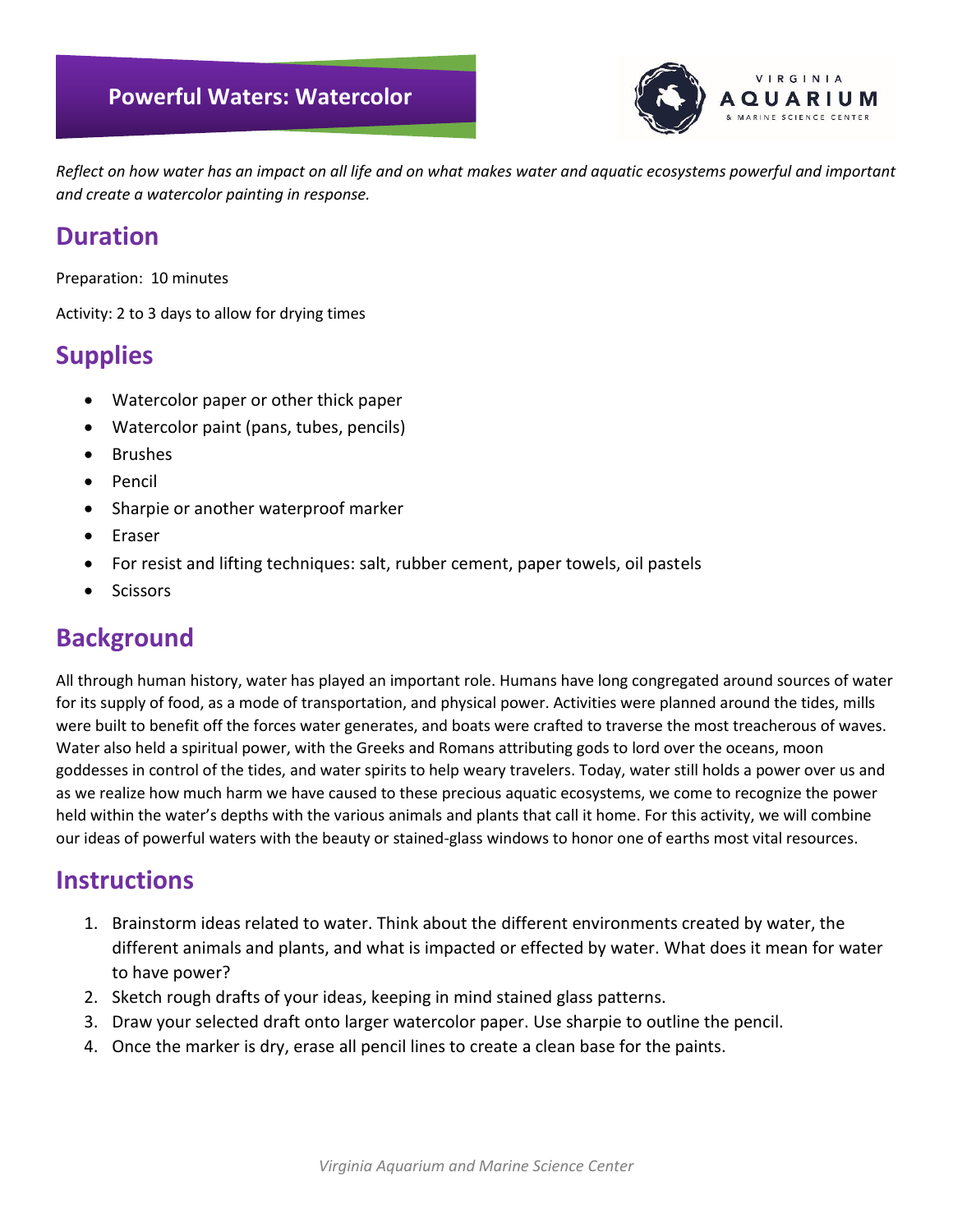# Powerful Waters: Watercolor

VIRGINIA AQUARIUM & MARINE SCIENCE CENTER

*Reflect on how water has an impact on all life and on what makes water and aquatic ecosystems powerful and important and create a watercolor painting in response.*

## Duration

Preparation: 10 minutes

Activity: 2 to 3 days to allow for drying times

## Supplies

- Watercolor paper or other thick paper
- Watercolor paint (pans, tubes, pencils)
- Brushes
- Pencil
- Sharpie or another waterproof marker
- Eraser
- For resist and lifting techniques: salt, rubber cement, paper towels, oil pastels
- Scissors

## Background

All through human history, water has played an important role. Humans have long congregated around sources of water for its supply of food, as a mode of transportation, and physical power. Activities were planned around the tides, mills were built to benefit off the forces water generates, and boats were crafted to traverse the most treacherous of waves. Water also held a spiritual power, with the Greeks and Romans attributing gods to lord over the oceans, moon goddesses in control of the tides, and water spirits to help weary travelers. Today, water still holds a power over us and as we realize how much harm we have caused to these precious aquatic ecosystems, we come to recognize the power held within the water's depths with the various animals and plants that call it home. For this activity, we will combine our ideas of powerful waters with the beauty or stained-glass windows to honor one of earths most vital resources.

## Instructions

1. Brainstorm ideas related to water. Think about the different environments created by water, the different animals and plants, and what is impacted or effected by water. What does it mean for water to have power?
2. Sketch rough drafts of your ideas, keeping in mind stained glass patterns.
3. Draw your selected draft onto larger watercolor paper. Use sharpie to outline the pencil.
4. Once the marker is dry, erase all pencil lines to create a clean base for the paints.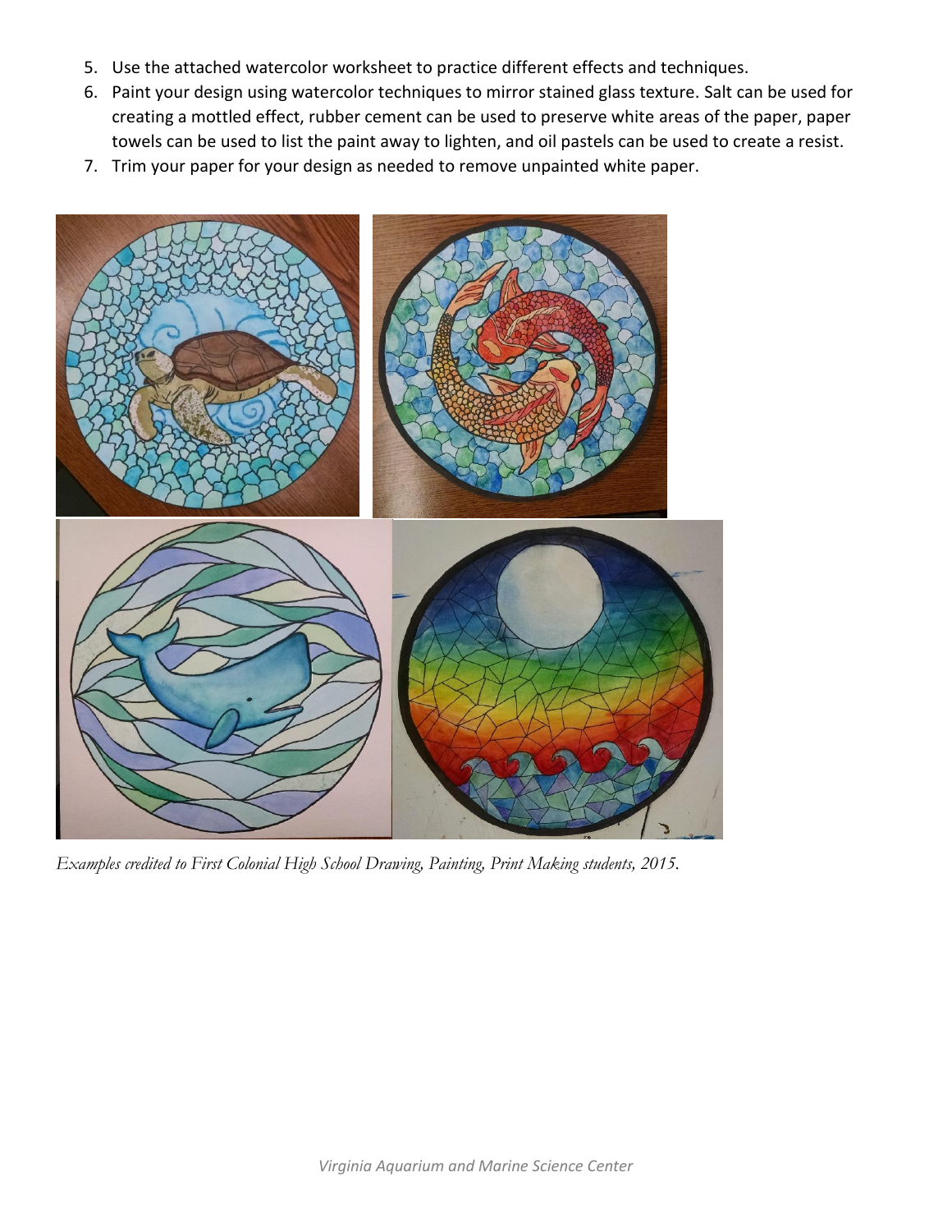5. Use the attached watercolor worksheet to practice different effects and techniques.
6. Paint your design using watercolor techniques to mirror stained glass texture. Salt can be used for creating a mottled effect, rubber cement can be used to preserve white areas of the paper, paper towels can be used to list the paint away to lighten, and oil pastels can be used to create a resist.
7. Trim your paper for your design as needed to remove unpainted white paper.

*Examples credited to First Colonial High School Drawing, Painting, Print Making students, 2015.*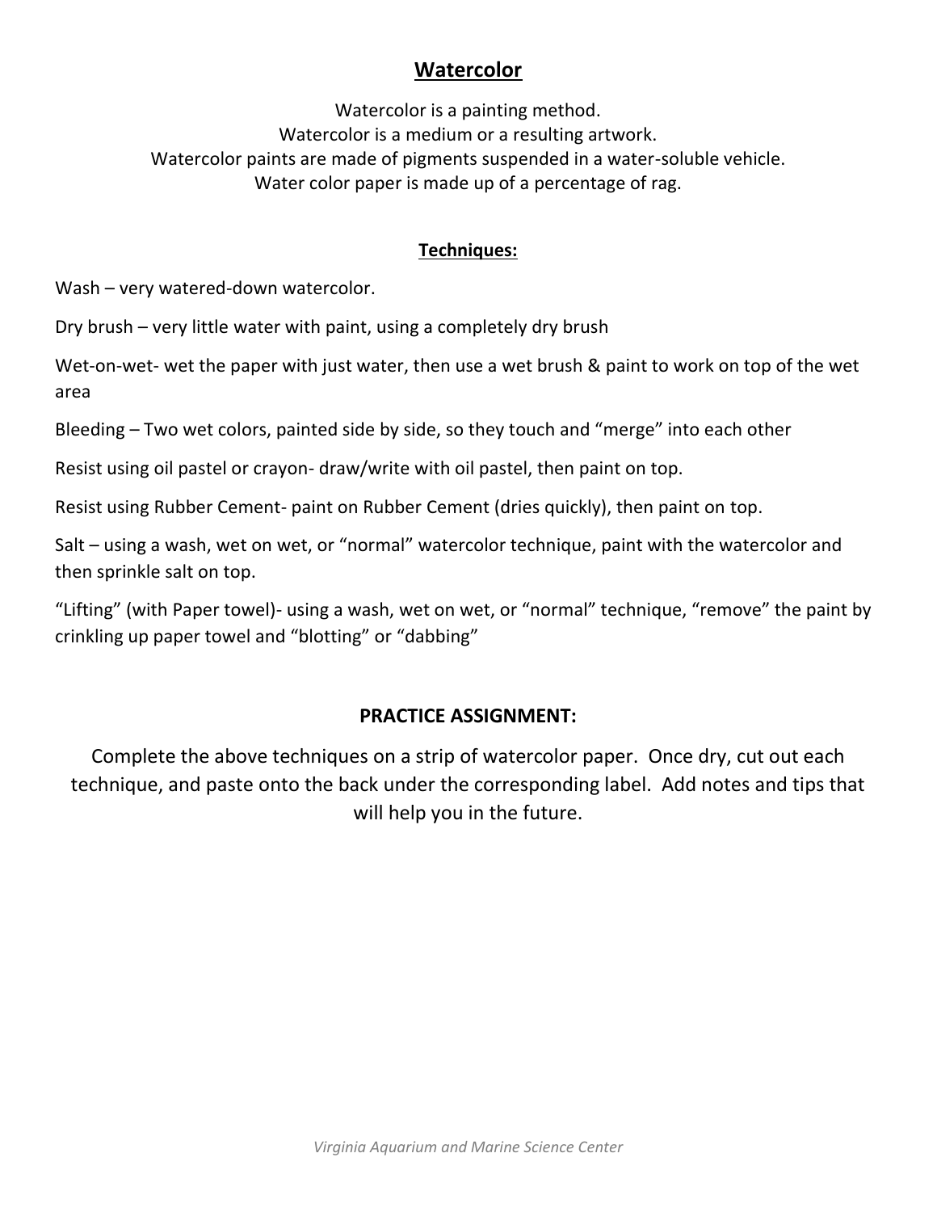# Watercolor

Watercolor is a painting method.
Watercolor is a medium or a resulting artwork.
Watercolor paints are made of pigments suspended in a water-soluble vehicle.
Water color paper is made up of a percentage of rag.

## Techniques:

Wash – very watered-down watercolor.

Dry brush – very little water with paint, using a completely dry brush

Wet-on-wet- wet the paper with just water, then use a wet brush & paint to work on top of the wet area

Bleeding – Two wet colors, painted side by side, so they touch and "merge" into each other

Resist using oil pastel or crayon- draw/write with oil pastel, then paint on top.

Resist using Rubber Cement- paint on Rubber Cement (dries quickly), then paint on top.

Salt – using a wash, wet on wet, or "normal" watercolor technique, paint with the watercolor and then sprinkle salt on top.

"Lifting" (with Paper towel)- using a wash, wet on wet, or "normal" technique, "remove" the paint by crinkling up paper towel and "blotting" or "dabbing"

## PRACTICE ASSIGNMENT:

Complete the above techniques on a strip of watercolor paper. Once dry, cut out each technique, and paste onto the back under the corresponding label. Add notes and tips that will help you in the future.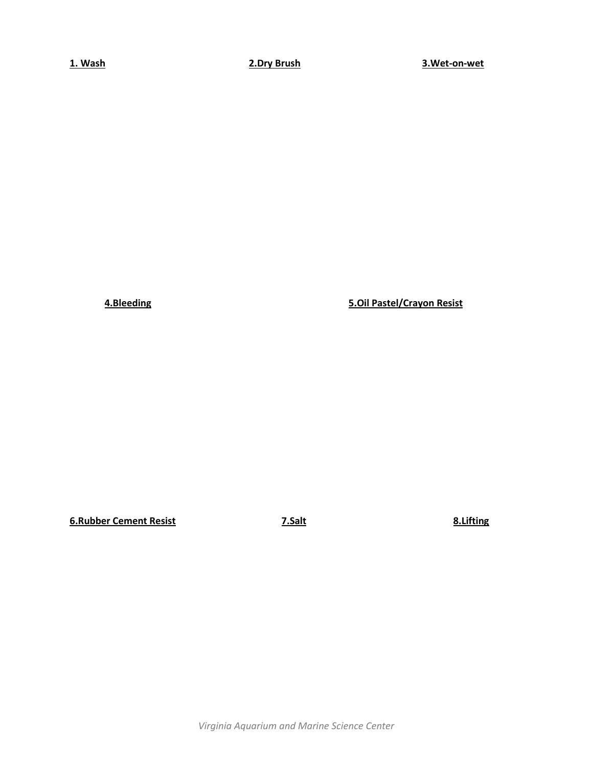**1. Wash**

**2.Dry Brush**

**3.Wet-on-wet**

**4.Bleeding**

**5.Oil Pastel/Crayon Resist**

**6.Rubber Cement Resist**

**7.Salt**

**8.Lifting**